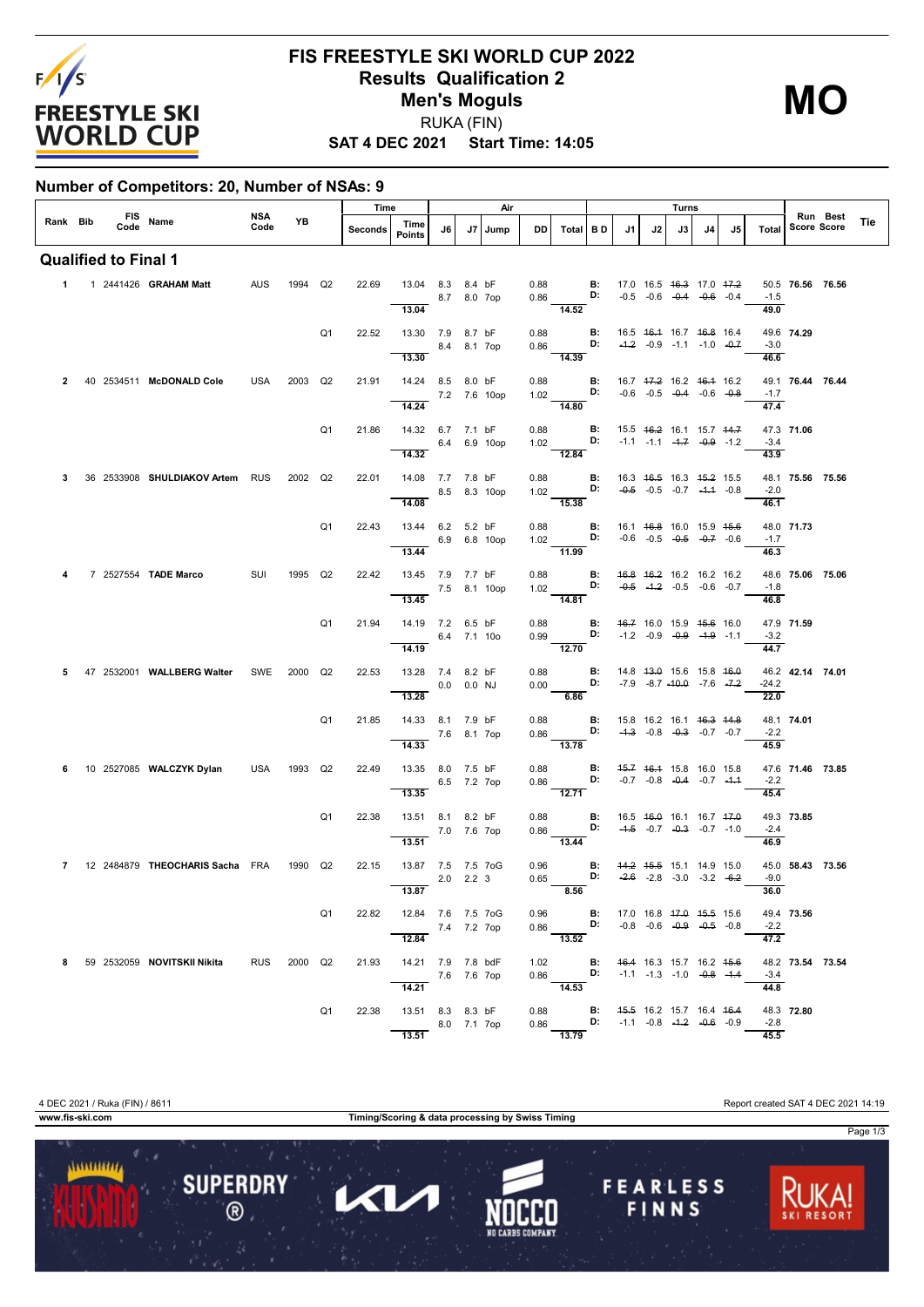# FIS FREESTYLE SKI WORLD CUP 2022

## Results Qualification 2

## Men's Moguls

RUKA (FIN)

**SAT 4 DEC 2021 Start Time: 14:05**

**MO**

### Number of Competitors: 20, Number of NSAs: 9

| Rank | Bib | FIS Code | Name | NSA Code | YB | Run | Time Seconds | Time Points | Air J6 | Air J7 | Jump | DD | Air Total | B D | Turns J1 | J2 | J3 | J4 | J5 | Turns Total | Run Score | Best Score | Tie |
|---|---|---|---|---|---|---|---|---|---|---|---|---|---|---|---|---|---|---|---|---|---|---|---|
| **Qualified to Final 1** | | | | | | | | | | | | | | | | | | | | | | | |
| 1 | 1 | 2441426 | **GRAHAM Matt** | AUS | 1994 | Q2 | 22.69 | 13.04 | 8.3 | 8.4 | bF | 0.88 | | B: | 17.0 | 16.5 | ~~16.3~~ | 17.0 | ~~17.2~~ | 50.5 | **76.56** | **76.56** | |
| | | | | | | | | | 8.7 | 8.0 | 7op | 0.86 | | D: | -0.5 | -0.6 | ~~-0.4~~ | ~~-0.6~~ | -0.4 | -1.5 | | | |
| | | | | | | | | 13.04 | | | | | 14.52 | | | | | | | 49.0 | | | |
| | | | | | | Q1 | 22.52 | 13.30 | 7.9 | 8.7 | bF | 0.88 | | B: | 16.5 | ~~16.1~~ | 16.7 | ~~16.8~~ | 16.4 | 49.6 | **74.29** | | |
| | | | | | | | | | 8.4 | 8.1 | 7op | 0.86 | | D: | ~~-1.2~~ | -0.9 | -1.1 | -1.0 | ~~-0.7~~ | -3.0 | | | |
| | | | | | | | | 13.30 | | | | | 14.39 | | | | | | | 46.6 | | | |
| 2 | 40 | 2534511 | **McDONALD Cole** | USA | 2003 | Q2 | 21.91 | 14.24 | 8.5 | 8.0 | bF | 0.88 | | B: | 16.7 | ~~17.2~~ | 16.2 | ~~16.1~~ | 16.2 | 49.1 | **76.44** | **76.44** | |
| | | | | | | | | | 7.2 | 7.6 | 10op | 1.02 | | D: | -0.6 | -0.5 | ~~-0.4~~ | -0.6 | ~~-0.8~~ | -1.7 | | | |
| | | | | | | | | 14.24 | | | | | 14.80 | | | | | | | 47.4 | | | |
| | | | | | | Q1 | 21.86 | 14.32 | 6.7 | 7.1 | bF | 0.88 | | B: | 15.5 | ~~16.2~~ | 16.1 | 15.7 | ~~14.7~~ | 47.3 | **71.06** | | |
| | | | | | | | | | 6.4 | 6.9 | 10op | 1.02 | | D: | -1.1 | -1.1 | ~~-1.7~~ | ~~-0.9~~ | -1.2 | -3.4 | | | |
| | | | | | | | | 14.32 | | | | | 12.84 | | | | | | | 43.9 | | | |
| 3 | 36 | 2533908 | **SHULDIAKOV Artem** | RUS | 2002 | Q2 | 22.01 | 14.08 | 7.7 | 7.8 | bF | 0.88 | | B: | 16.3 | ~~16.5~~ | 16.3 | ~~15.2~~ | 15.5 | 48.1 | **75.56** | **75.56** | |
| | | | | | | | | | 8.5 | 8.3 | 10op | 1.02 | | D: | ~~-0.5~~ | -0.5 | -0.7 | ~~-1.1~~ | -0.8 | -2.0 | | | |
| | | | | | | | | 14.08 | | | | | 15.38 | | | | | | | 46.1 | | | |
| | | | | | | Q1 | 22.43 | 13.44 | 6.2 | 5.2 | bF | 0.88 | | B: | 16.1 | ~~16.8~~ | 16.0 | 15.9 | ~~15.6~~ | 48.0 | **71.73** | | |
| | | | | | | | | | 6.9 | 6.8 | 10op | 1.02 | | D: | -0.6 | -0.5 | ~~-0.5~~ | ~~-0.7~~ | -0.6 | -1.7 | | | |
| | | | | | | | | 13.44 | | | | | 11.99 | | | | | | | 46.3 | | | |
| 4 | 7 | 2527554 | **TADE Marco** | SUI | 1995 | Q2 | 22.42 | 13.45 | 7.9 | 7.7 | bF | 0.88 | | B: | ~~16.8~~ | ~~16.2~~ | 16.2 | 16.2 | 16.2 | 48.6 | **75.06** | **75.06** | |
| | | | | | | | | | 7.5 | 8.1 | 10op | 1.02 | | D: | ~~-0.5~~ | ~~-1.2~~ | -0.5 | -0.6 | -0.7 | -1.8 | | | |
| | | | | | | | | 13.45 | | | | | 14.81 | | | | | | | 46.8 | | | |
| | | | | | | Q1 | 21.94 | 14.19 | 7.2 | 6.5 | bF | 0.88 | | B: | ~~16.7~~ | 16.0 | 15.9 | ~~15.6~~ | 16.0 | 47.9 | **71.59** | | |
| | | | | | | | | | 6.4 | 7.1 | 10o | 0.99 | | D: | -1.2 | -0.9 | ~~-0.9~~ | ~~-1.9~~ | -1.1 | -3.2 | | | |
| | | | | | | | | 14.19 | | | | | 12.70 | | | | | | | 44.7 | | | |
| 5 | 47 | 2532001 | **WALLBERG Walter** | SWE | 2000 | Q2 | 22.53 | 13.28 | 7.4 | 8.2 | bF | 0.88 | | B: | 14.8 | ~~13.0~~ | 15.6 | 15.8 | ~~16.0~~ | 46.2 | **42.14** | **74.01** | |
| | | | | | | | | | 0.0 | 0.0 | NJ | 0.00 | | D: | -7.9 | -8.7 | ~~-10.0~~ | -7.6 | ~~-7.2~~ | -24.2 | | | |
| | | | | | | | | 13.28 | | | | | 6.86 | | | | | | | 22.0 | | | |
| | | | | | | Q1 | 21.85 | 14.33 | 8.1 | 7.9 | bF | 0.88 | | B: | 15.8 | 16.2 | 16.1 | ~~16.3~~ | ~~14.8~~ | 48.1 | **74.01** | | |
| | | | | | | | | | 7.6 | 8.1 | 7op | 0.86 | | D: | ~~-1.3~~ | -0.8 | ~~-0.3~~ | -0.7 | -0.7 | -2.2 | | | |
| | | | | | | | | 14.33 | | | | | 13.78 | | | | | | | 45.9 | | | |
| 6 | 10 | 2527085 | **WALCZYK Dylan** | USA | 1993 | Q2 | 22.49 | 13.35 | 8.0 | 7.5 | bF | 0.88 | | B: | ~~15.7~~ | ~~16.1~~ | 15.8 | 16.0 | 15.8 | 47.6 | **71.46** | **73.85** | |
| | | | | | | | | | 6.5 | 7.2 | 7op | 0.86 | | D: | -0.7 | -0.8 | ~~-0.4~~ | -0.7 | ~~-1.1~~ | -2.2 | | | |
| | | | | | | | | 13.35 | | | | | 12.71 | | | | | | | 45.4 | | | |
| | | | | | | Q1 | 22.38 | 13.51 | 8.1 | 8.2 | bF | 0.88 | | B: | 16.5 | ~~16.0~~ | 16.1 | 16.7 | ~~17.0~~ | 49.3 | **73.85** | | |
| | | | | | | | | | 7.0 | 7.6 | 7op | 0.86 | | D: | ~~-1.5~~ | -0.7 | ~~-0.3~~ | -0.7 | -1.0 | -2.4 | | | |
| | | | | | | | | 13.51 | | | | | 13.44 | | | | | | | 46.9 | | | |
| 7 | 12 | 2484879 | **THEOCHARIS Sacha** | FRA | 1990 | Q2 | 22.15 | 13.87 | 7.5 | 7.5 | 7oG | 0.96 | | B: | ~~14.2~~ | ~~15.5~~ | 15.1 | 14.9 | 15.0 | 45.0 | **58.43** | **73.56** | |
| | | | | | | | | | 2.0 | 2.2 | 3 | 0.65 | | D: | ~~-2.6~~ | -2.8 | -3.0 | -3.2 | ~~-6.2~~ | -9.0 | | | |
| | | | | | | | | 13.87 | | | | | 8.56 | | | | | | | 36.0 | | | |
| | | | | | | Q1 | 22.82 | 12.84 | 7.6 | 7.5 | 7oG | 0.96 | | B: | 17.0 | 16.8 | ~~17.0~~ | ~~15.5~~ | 15.6 | 49.4 | **73.56** | | |
| | | | | | | | | | 7.4 | 7.2 | 7op | 0.86 | | D: | -0.8 | -0.6 | ~~-0.9~~ | ~~-0.5~~ | -0.8 | -2.2 | | | |
| | | | | | | | | 12.84 | | | | | 13.52 | | | | | | | 47.2 | | | |
| 8 | 59 | 2532059 | **NOVITSKII Nikita** | RUS | 2000 | Q2 | 21.93 | 14.21 | 7.9 | 7.8 | bdF | 1.02 | | B: | ~~16.4~~ | 16.3 | 15.7 | 16.2 | ~~15.6~~ | 48.2 | **73.54** | **73.54** | |
| | | | | | | | | | 7.6 | 7.6 | 7op | 0.86 | | D: | -1.1 | -1.3 | -1.0 | ~~-0.8~~ | ~~-1.4~~ | -3.4 | | | |
| | | | | | | | | 14.21 | | | | | 14.53 | | | | | | | 44.8 | | | |
| | | | | | | Q1 | 22.38 | 13.51 | 8.3 | 8.3 | bF | 0.88 | | B: | ~~15.5~~ | 16.2 | 15.7 | 16.4 | ~~16.4~~ | 48.3 | **72.80** | | |
| | | | | | | | | | 8.0 | 7.1 | 7op | 0.86 | | D: | -1.1 | -0.8 | ~~-1.2~~ | ~~-0.6~~ | -0.9 | -2.8 | | | |
| | | | | | | | | 13.51 | | | | | 13.79 | | | | | | | 45.5 | | | |

4 DEC 2021 / Ruka (FIN) / 8611

Report created SAT 4 DEC 2021 14:19

www.fis-ski.com

Timing/Scoring & data processing by Swiss Timing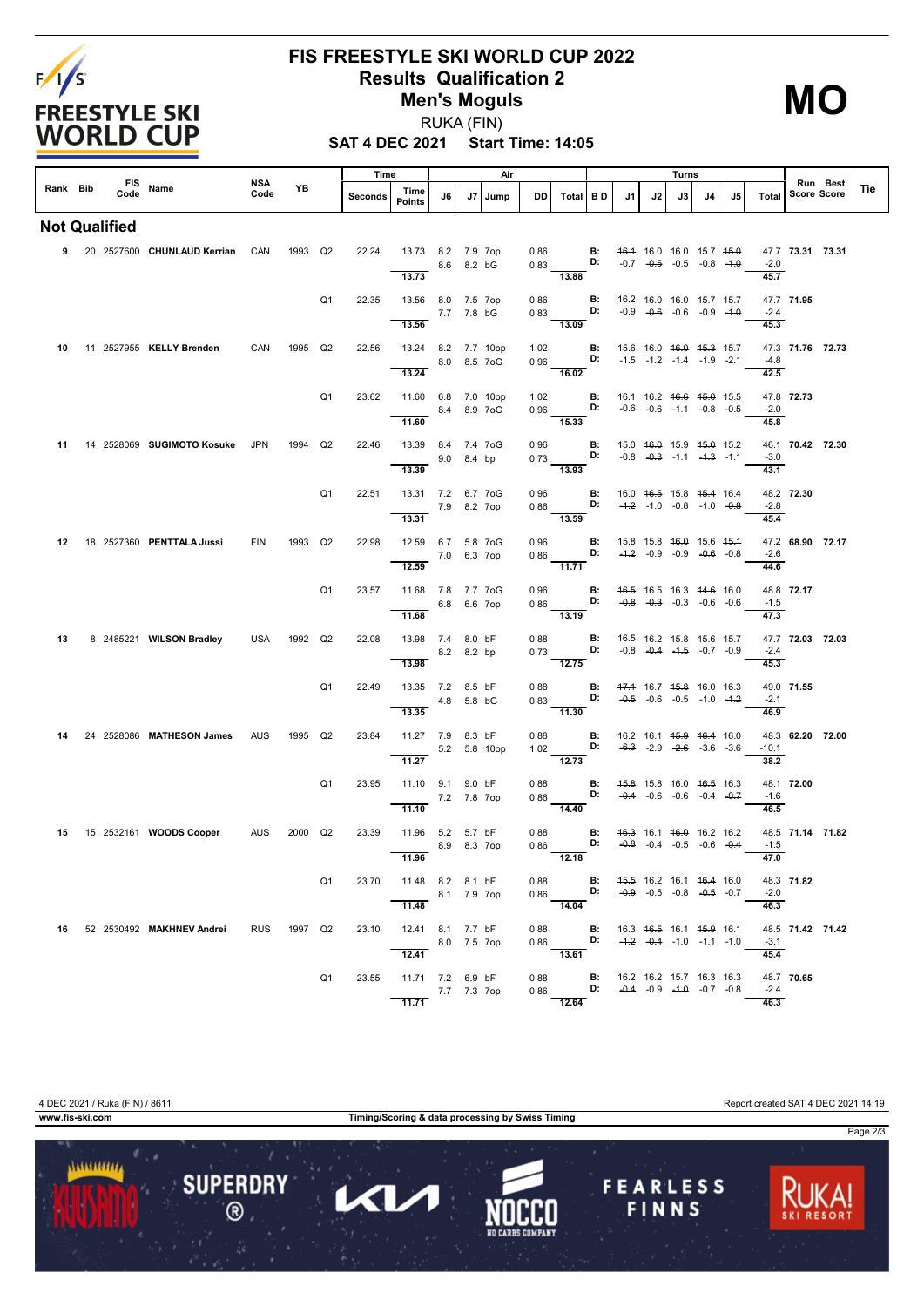# FIS FREESTYLE SKI WORLD CUP 2022

## Results Qualification 2

## Men's Moguls

RUKA (FIN)

**SAT 4 DEC 2021 Start Time: 14:05**

**MO**

## Not Qualified

| Rank | Bib | FIS Code | Name | NSA Code | YB | | Time Seconds | Time Points | Air J6 | Air J7 | Jump | DD | Air Total | BD | Turns J1 | J2 | J3 | J4 | J5 | Turns Total | Run Score | Best Score | Tie |
|---|---|---|---|---|---|---|---|---|---|---|---|---|---|---|---|---|---|---|---|---|---|---|---|
| 9 | 20 | 2527600 | CHUNLAUD Kerrian | CAN | 1993 | Q2 | 22.24 | 13.73 | 8.2 | 7.9 | 7op | 0.86 | | B: | ~~16.1~~ | 16.0 | 16.0 | 15.7 | ~~15.0~~ | 47.7 | 73.31 | 73.31 | |
| | | | | | | | | | 8.6 | 8.2 | bG | 0.83 | | D: | -0.7 | ~~-0.5~~ | -0.5 | -0.8 | ~~-1.0~~ | -2.0 | | | |
| | | | | | | | | 13.73 | | | | | 13.88 | | | | | | | 45.7 | | | |
| | | | | | | Q1 | 22.35 | 13.56 | 8.0 | 7.5 | 7op | 0.86 | | B: | ~~16.2~~ | 16.0 | 16.0 | ~~15.7~~ | 15.7 | 47.7 | 71.95 | | |
| | | | | | | | | | 7.7 | 7.8 | bG | 0.83 | | D: | -0.9 | ~~-0.6~~ | -0.6 | -0.9 | ~~-1.0~~ | -2.4 | | | |
| | | | | | | | | 13.56 | | | | | 13.09 | | | | | | | 45.3 | | | |
| 10 | 11 | 2527955 | KELLY Brenden | CAN | 1995 | Q2 | 22.56 | 13.24 | 8.2 | 7.7 | 10op | 1.02 | | B: | 15.6 | 16.0 | ~~16.0~~ | ~~15.3~~ | 15.7 | 47.3 | 71.76 | 72.73 | |
| | | | | | | | | | 8.0 | 8.5 | 7oG | 0.96 | | D: | -1.5 | ~~-1.2~~ | -1.4 | -1.9 | ~~-2.1~~ | -4.8 | | | |
| | | | | | | | | 13.24 | | | | | 16.02 | | | | | | | 42.5 | | | |
| | | | | | | Q1 | 23.62 | 11.60 | 6.8 | 7.0 | 10op | 1.02 | | B: | 16.1 | 16.2 | ~~16.6~~ | ~~15.0~~ | 15.5 | 47.8 | 72.73 | | |
| | | | | | | | | | 8.4 | 8.9 | 7oG | 0.96 | | D: | -0.6 | -0.6 | ~~-1.1~~ | -0.8 | ~~-0.5~~ | -2.0 | | | |
| | | | | | | | | 11.60 | | | | | 15.33 | | | | | | | 45.8 | | | |
| 11 | 14 | 2528069 | SUGIMOTO Kosuke | JPN | 1994 | Q2 | 22.46 | 13.39 | 8.4 | 7.4 | 7oG | 0.96 | | B: | 15.0 | ~~16.0~~ | 15.9 | ~~15.0~~ | 15.2 | 46.1 | 70.42 | 72.30 | |
| | | | | | | | | | 9.0 | 8.4 | bp | 0.73 | | D: | -0.8 | ~~-0.3~~ | -1.1 | ~~-1.3~~ | -1.1 | -3.0 | | | |
| | | | | | | | | 13.39 | | | | | 13.93 | | | | | | | 43.1 | | | |
| | | | | | | Q1 | 22.51 | 13.31 | 7.2 | 6.7 | 7oG | 0.96 | | B: | 16.0 | ~~16.5~~ | 15.8 | ~~15.4~~ | 16.4 | 48.2 | 72.30 | | |
| | | | | | | | | | 7.9 | 8.2 | 7op | 0.86 | | D: | ~~-1.2~~ | -1.0 | -0.8 | -1.0 | ~~-0.8~~ | -2.8 | | | |
| | | | | | | | | 13.31 | | | | | 13.59 | | | | | | | 45.4 | | | |
| 12 | 18 | 2527360 | PENTTALA Jussi | FIN | 1993 | Q2 | 22.98 | 12.59 | 6.7 | 5.8 | 7oG | 0.96 | | B: | 15.8 | 15.8 | ~~16.0~~ | 15.6 | ~~15.1~~ | 47.2 | 68.90 | 72.17 | |
| | | | | | | | | | 7.0 | 6.3 | 7op | 0.86 | | D: | ~~-1.2~~ | -0.9 | -0.9 | ~~-0.6~~ | -0.8 | -2.6 | | | |
| | | | | | | | | 12.59 | | | | | 11.71 | | | | | | | 44.6 | | | |
| | | | | | | Q1 | 23.57 | 11.68 | 7.8 | 7.7 | 7oG | 0.96 | | B: | ~~16.5~~ | 16.5 | 16.3 | ~~14.6~~ | 16.0 | 48.8 | 72.17 | | |
| | | | | | | | | | 6.8 | 6.6 | 7op | 0.86 | | D: | ~~-0.8~~ | ~~-0.3~~ | -0.3 | -0.6 | -0.6 | -1.5 | | | |
| | | | | | | | | 11.68 | | | | | 13.19 | | | | | | | 47.3 | | | |
| 13 | 8 | 2485221 | WILSON Bradley | USA | 1992 | Q2 | 22.08 | 13.98 | 7.4 | 8.0 | bF | 0.88 | | B: | ~~16.5~~ | 16.2 | 15.8 | ~~15.6~~ | 15.7 | 47.7 | 72.03 | 72.03 | |
| | | | | | | | | | 8.2 | 8.2 | bp | 0.73 | | D: | -0.8 | ~~-0.4~~ | ~~-1.5~~ | -0.7 | -0.9 | -2.4 | | | |
| | | | | | | | | 13.98 | | | | | 12.75 | | | | | | | 45.3 | | | |
| | | | | | | Q1 | 22.49 | 13.35 | 7.2 | 8.5 | bF | 0.88 | | B: | ~~17.1~~ | 16.7 | ~~15.8~~ | 16.0 | 16.3 | 49.0 | 71.55 | | |
| | | | | | | | | | 4.8 | 5.8 | bG | 0.83 | | D: | ~~-0.5~~ | -0.6 | -0.5 | -1.0 | ~~-1.2~~ | -2.1 | | | |
| | | | | | | | | 13.35 | | | | | 11.30 | | | | | | | 46.9 | | | |
| 14 | 24 | 2528086 | MATHESON James | AUS | 1995 | Q2 | 23.84 | 11.27 | 7.9 | 8.3 | bF | 0.88 | | B: | 16.2 | 16.1 | ~~15.9~~ | ~~16.4~~ | 16.0 | 48.3 | 62.20 | 72.00 | |
| | | | | | | | | | 5.2 | 5.8 | 10op | 1.02 | | D: | ~~-6.3~~ | -2.9 | ~~-2.6~~ | -3.6 | -3.6 | -10.1 | | | |
| | | | | | | | | 11.27 | | | | | 12.73 | | | | | | | 38.2 | | | |
| | | | | | | Q1 | 23.95 | 11.10 | 9.1 | 9.0 | bF | 0.88 | | B: | ~~15.8~~ | 15.8 | 16.0 | ~~16.5~~ | 16.3 | 48.1 | 72.00 | | |
| | | | | | | | | | 7.2 | 7.8 | 7op | 0.86 | | D: | ~~-0.4~~ | -0.6 | -0.6 | -0.4 | ~~-0.7~~ | -1.6 | | | |
| | | | | | | | | 11.10 | | | | | 14.40 | | | | | | | 46.5 | | | |
| 15 | 15 | 2532161 | WOODS Cooper | AUS | 2000 | Q2 | 23.39 | 11.96 | 5.2 | 5.7 | bF | 0.88 | | B: | ~~16.3~~ | 16.1 | ~~16.0~~ | 16.2 | 16.2 | 48.5 | 71.14 | 71.82 | |
| | | | | | | | | | 8.9 | 8.3 | 7op | 0.86 | | D: | ~~-0.8~~ | -0.4 | -0.5 | -0.6 | ~~-0.4~~ | -1.5 | | | |
| | | | | | | | | 11.96 | | | | | 12.18 | | | | | | | 47.0 | | | |
| | | | | | | Q1 | 23.70 | 11.48 | 8.2 | 8.1 | bF | 0.88 | | B: | ~~15.5~~ | 16.2 | 16.1 | ~~16.4~~ | 16.0 | 48.3 | 71.82 | | |
| | | | | | | | | | 8.1 | 7.9 | 7op | 0.86 | | D: | ~~-0.9~~ | -0.5 | -0.8 | ~~-0.5~~ | -0.7 | -2.0 | | | |
| | | | | | | | | 11.48 | | | | | 14.04 | | | | | | | 46.3 | | | |
| 16 | 52 | 2530492 | MAKHNEV Andrei | RUS | 1997 | Q2 | 23.10 | 12.41 | 8.1 | 7.7 | bF | 0.88 | | B: | 16.3 | ~~16.5~~ | 16.1 | ~~15.9~~ | 16.1 | 48.5 | 71.42 | 71.42 | |
| | | | | | | | | | 8.0 | 7.5 | 7op | 0.86 | | D: | ~~-1.2~~ | ~~-0.4~~ | -1.0 | -1.1 | -1.0 | -3.1 | | | |
| | | | | | | | | 12.41 | | | | | 13.61 | | | | | | | 45.4 | | | |
| | | | | | | Q1 | 23.55 | 11.71 | 7.2 | 6.9 | bF | 0.88 | | B: | 16.2 | 16.2 | ~~15.7~~ | 16.3 | ~~16.3~~ | 48.7 | 70.65 | | |
| | | | | | | | | | 7.7 | 7.3 | 7op | 0.86 | | D: | ~~-0.4~~ | -0.9 | ~~-1.0~~ | -0.7 | -0.8 | -2.4 | | | |
| | | | | | | | | 11.71 | | | | | 12.64 | | | | | | | 46.3 | | | |

4 DEC 2021 / Ruka (FIN) / 8611 — Report created SAT 4 DEC 2021 14:19

www.fis-ski.com — Timing/Scoring & data processing by Swiss Timing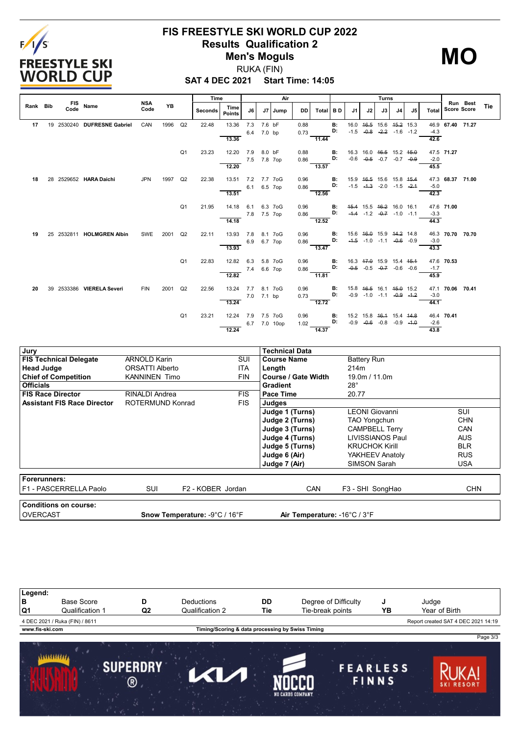# FIS FREESTYLE SKI WORLD CUP 2022

## Results Qualification 2

## Men's Moguls

RUKA (FIN)

**SAT 4 DEC 2021 Start Time: 14:05**

**MO**

| Rank | Bib | FIS Code | Name | NSA Code | YB | | Time Seconds | Time Points | Air J6 | Air J7 | Jump | DD | Air Total | B D | J1 | J2 | J3 | J4 | J5 | Turns Total | Run Score | Best Score | Tie |
|---|---|---|---|---|---|---|---|---|---|---|---|---|---|---|---|---|---|---|---|---|---|---|---|
| 17 | 19 | 2530240 | DUFRESNE Gabriel | CAN | 1996 | Q2 | 22.48 | 13.36 | 7.3 | 7.6 | bF | 0.88 | | B: | 16.0 | ~~16.5~~ | 15.6 | ~~15.2~~ | 15.3 | 46.9 | 67.40 | 71.27 | |
| | | | | | | | | | 6.4 | 7.0 | bp | 0.73 | | D: | -1.5 | ~~-0.8~~ | ~~-2.2~~ | -1.6 | -1.2 | -4.3 | | | |
| | | | | | | | | 13.36 | | | | | 11.44 | | | | | | | 42.6 | | | |
| | | | | | | Q1 | 23.23 | 12.20 | 7.9 | 8.0 | bF | 0.88 | | B: | 16.3 | 16.0 | ~~16.5~~ | 15.2 | ~~15.0~~ | 47.5 | 71.27 | | |
| | | | | | | | | | 7.5 | 7.8 | 7op | 0.86 | | D: | -0.6 | ~~-0.5~~ | -0.7 | -0.7 | ~~-0.9~~ | -2.0 | | | |
| | | | | | | | | 12.20 | | | | | 13.57 | | | | | | | 45.5 | | | |
| 18 | 28 | 2529652 | HARA Daichi | JPN | 1997 | Q2 | 22.38 | 13.51 | 7.2 | 7.7 | 7oG | 0.96 | | B: | 15.9 | ~~16.5~~ | 15.6 | 15.8 | ~~15.4~~ | 47.3 | 68.37 | 71.00 | |
| | | | | | | | | | 6.1 | 6.5 | 7op | 0.86 | | D: | -1.5 | ~~-1.3~~ | -2.0 | -1.5 | ~~-2.1~~ | -5.0 | | | |
| | | | | | | | | 13.51 | | | | | 12.56 | | | | | | | 42.3 | | | |
| | | | | | | Q1 | 21.95 | 14.18 | 6.1 | 6.3 | 7oG | 0.96 | | B: | ~~15.4~~ | 15.5 | ~~16.2~~ | 16.0 | 16.1 | 47.6 | 71.00 | | |
| | | | | | | | | | 7.8 | 7.5 | 7op | 0.86 | | D: | ~~-1.4~~ | -1.2 | ~~-0.7~~ | -1.0 | -1.1 | -3.3 | | | |
| | | | | | | | | 14.18 | | | | | 12.52 | | | | | | | 44.3 | | | |
| 19 | 25 | 2532811 | HOLMGREN Albin | SWE | 2001 | Q2 | 22.11 | 13.93 | 7.8 | 8.1 | 7oG | 0.96 | | B: | 15.6 | ~~16.0~~ | 15.9 | ~~14.2~~ | 14.8 | 46.3 | 70.70 | 70.70 | |
| | | | | | | | | | 6.9 | 6.7 | 7op | 0.86 | | D: | ~~-1.5~~ | -1.0 | -1.1 | ~~-0.6~~ | -0.9 | -3.0 | | | |
| | | | | | | | | 13.93 | | | | | 13.47 | | | | | | | 43.3 | | | |
| | | | | | | Q1 | 22.83 | 12.82 | 6.3 | 5.8 | 7oG | 0.96 | | B: | 16.3 | ~~17.0~~ | 15.9 | 15.4 | ~~15.1~~ | 47.6 | 70.53 | | |
| | | | | | | | | | 7.4 | 6.6 | 7op | 0.86 | | D: | ~~-0.5~~ | -0.5 | ~~-0.7~~ | -0.6 | -0.6 | -1.7 | | | |
| | | | | | | | | 12.82 | | | | | 11.81 | | | | | | | 45.9 | | | |
| 20 | 39 | 2533386 | VIERELA Severi | FIN | 2001 | Q2 | 22.56 | 13.24 | 7.7 | 8.1 | 7oG | 0.96 | | B: | 15.8 | ~~16.5~~ | 16.1 | ~~15.0~~ | 15.2 | 47.1 | 70.06 | 70.41 | |
| | | | | | | | | | 7.0 | 7.1 | bp | 0.73 | | D: | -0.9 | -1.0 | -1.1 | ~~-0.9~~ | ~~-1.2~~ | -3.0 | | | |
| | | | | | | | | 13.24 | | | | | 12.72 | | | | | | | 44.1 | | | |
| | | | | | | Q1 | 23.21 | 12.24 | 7.9 | 7.5 | 7oG | 0.96 | | B: | 15.2 | 15.8 | ~~16.1~~ | 15.4 | ~~14.8~~ | 46.4 | 70.41 | | |
| | | | | | | | | | 6.7 | 7.0 | 10op | 1.02 | | D: | -0.9 | ~~-0.6~~ | -0.8 | -0.9 | ~~-1.0~~ | -2.6 | | | |
| | | | | | | | | 12.24 | | | | | 14.37 | | | | | | | 43.8 | | | |

| Jury | | |
|---|---|---|
| FIS Technical Delegate | ARNOLD Karin | SUI |
| Head Judge | ORSATTI Alberto | ITA |
| Chief of Competition | KANNINEN Timo | FIN |
| **Officials** | | |
| FIS Race Director | RINALDI Andrea | FIS |
| Assistant FIS Race Director | ROTERMUND Konrad | FIS |

| Technical Data | | |
|---|---|---|
| Course Name | Battery Run | |
| Length | 214m | |
| Course / Gate Width | 19.0m / 11.0m | |
| Gradient | 28° | |
| Pace Time | 20.77 | |
| **Judges** | | |
| Judge 1 (Turns) | LEONI Giovanni | SUI |
| Judge 2 (Turns) | TAO Yongchun | CHN |
| Judge 3 (Turns) | CAMPBELL Terry | CAN |
| Judge 4 (Turns) | LIVISSIANOS Paul | AUS |
| Judge 5 (Turns) | KRUCHOK Kirill | BLR |
| Judge 6 (Air) | YAKHEEV Anatoly | RUS |
| Judge 7 (Air) | SIMSON Sarah | USA |

**Forerunners:**

F1 - PASCERRELLA Paolo SUI F2 - KOBER Jordan CAN F3 - SHI SongHao CHN

**Conditions on course:**

OVERCAST **Snow Temperature: -9°C / 16°F** **Air Temperature: -16°C / 3°F**

| Legend: | | | | | | | |
|---|---|---|---|---|---|---|---|
| B | Base Score | D | Deductions | DD | Degree of Difficulty | J | Judge |
| Q1 | Qualification 1 | Q2 | Qualification 2 | Tie | Tie-break points | YB | Year of Birth |

4 DEC 2021 / Ruka (FIN) / 8611 Report created SAT 4 DEC 2021 14:19

www.fis-ski.com Timing/Scoring & data processing by Swiss Timing